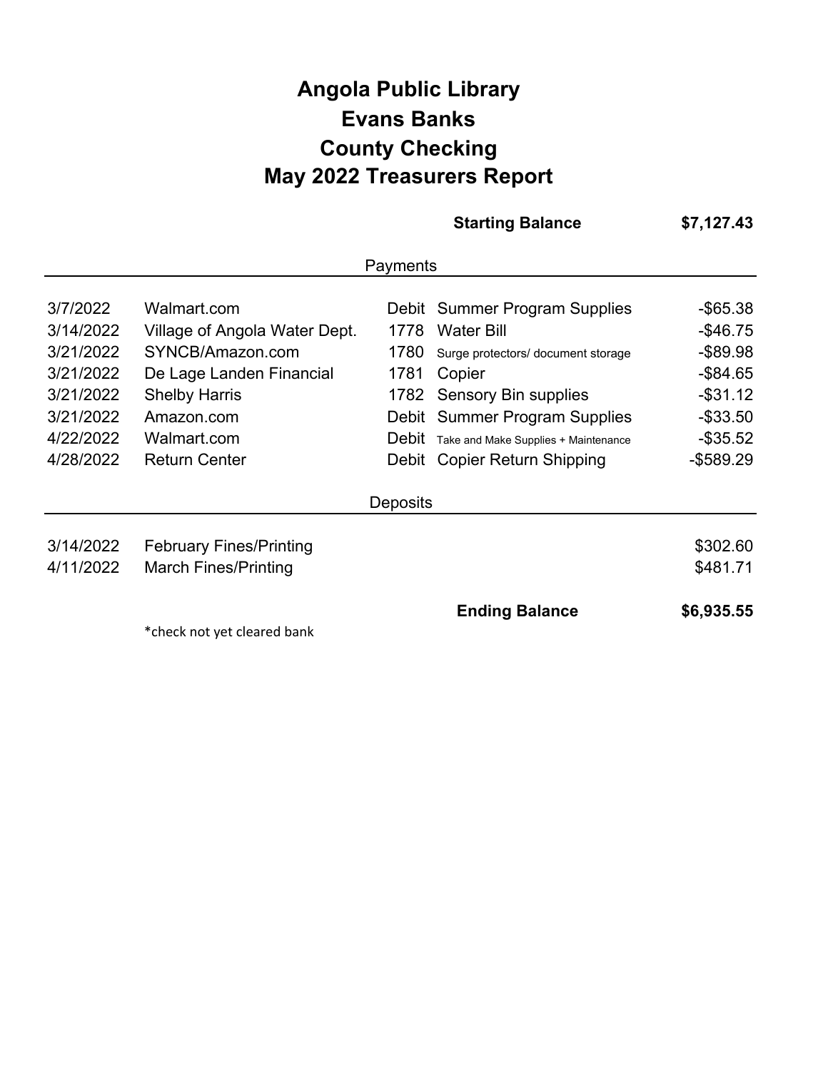# Angola Public Library
# Evans Banks
# County Checking
# May 2022 Treasurers Report

| | | | **Starting Balance** | **$7,127.43** |
|---|---|---|---|---|

**Payments**

| Date | Payee | Check/Type | Description | Amount |
|---|---|---|---|---|
| 3/7/2022 | Walmart.com | Debit | Summer Program Supplies | -$65.38 |
| 3/14/2022 | Village of Angola Water Dept. | 1778 | Water Bill | -$46.75 |
| 3/21/2022 | SYNCB/Amazon.com | 1780 | Surge protectors/ document storage | -$89.98 |
| 3/21/2022 | De Lage Landen Financial | 1781 | Copier | -$84.65 |
| 3/21/2022 | Shelby Harris | 1782 | Sensory Bin supplies | -$31.12 |
| 3/21/2022 | Amazon.com | Debit | Summer Program Supplies | -$33.50 |
| 4/22/2022 | Walmart.com | Debit | Take and Make Supplies + Maintenance | -$35.52 |
| 4/28/2022 | Return Center | Debit | Copier Return Shipping | -$589.29 |

**Deposits**

| Date | Description | Amount |
|---|---|---|
| 3/14/2022 | February Fines/Printing | $302.60 |
| 4/11/2022 | March Fines/Printing | $481.71 |

| | | | **Ending Balance** | **$6,935.55** |
|---|---|---|---|---|

*check not yet cleared bank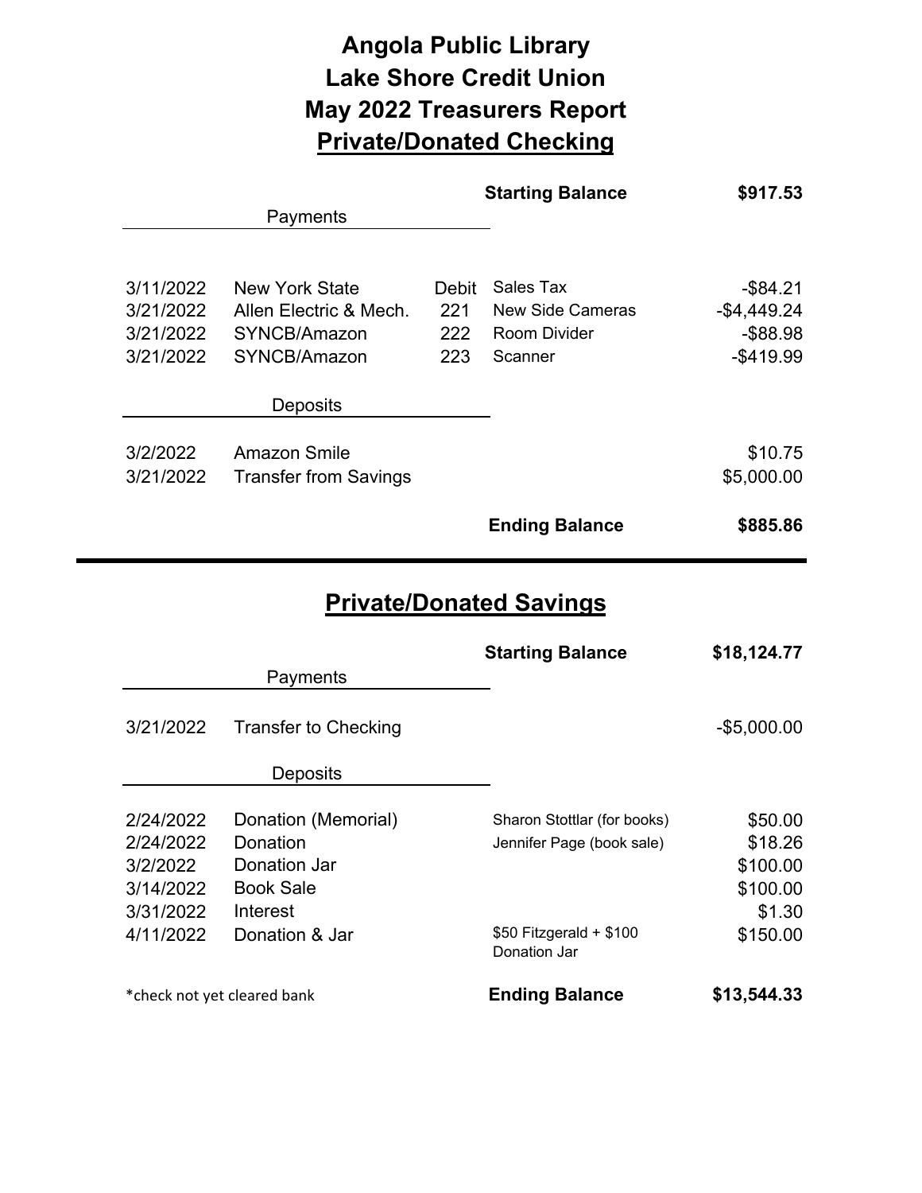# Angola Public Library
# Lake Shore Credit Union
# May 2022 Treasurers Report
# Private/Donated Checking

| | | | | |
|---|---|---|---|---|
| | | | **Starting Balance** | **$917.53** |
| **Payments** | | | | |
| 3/11/2022 | New York State | Debit | Sales Tax | -$84.21 |
| 3/21/2022 | Allen Electric & Mech. | 221 | New Side Cameras | -$4,449.24 |
| 3/21/2022 | SYNCB/Amazon | 222 | Room Divider | -$88.98 |
| 3/21/2022 | SYNCB/Amazon | 223 | Scanner | -$419.99 |
| **Deposits** | | | | |
| 3/2/2022 | Amazon Smile | | | $10.75 |
| 3/21/2022 | Transfer from Savings | | | $5,000.00 |
| | | | **Ending Balance** | **$885.86** |

## Private/Donated Savings

| | | | |
|---|---|---|---|
| | | **Starting Balance** | **$18,124.77** |
| **Payments** | | | |
| 3/21/2022 | Transfer to Checking | | -$5,000.00 |
| **Deposits** | | | |
| 2/24/2022 | Donation (Memorial) | Sharon Stottlar (for books) | $50.00 |
| 2/24/2022 | Donation | Jennifer Page (book sale) | $18.26 |
| 3/2/2022 | Donation Jar | | $100.00 |
| 3/14/2022 | Book Sale | | $100.00 |
| 3/31/2022 | Interest | | $1.30 |
| 4/11/2022 | Donation & Jar | $50 Fitzgerald + $100 Donation Jar | $150.00 |
| *check not yet cleared bank | | **Ending Balance** | **$13,544.33** |